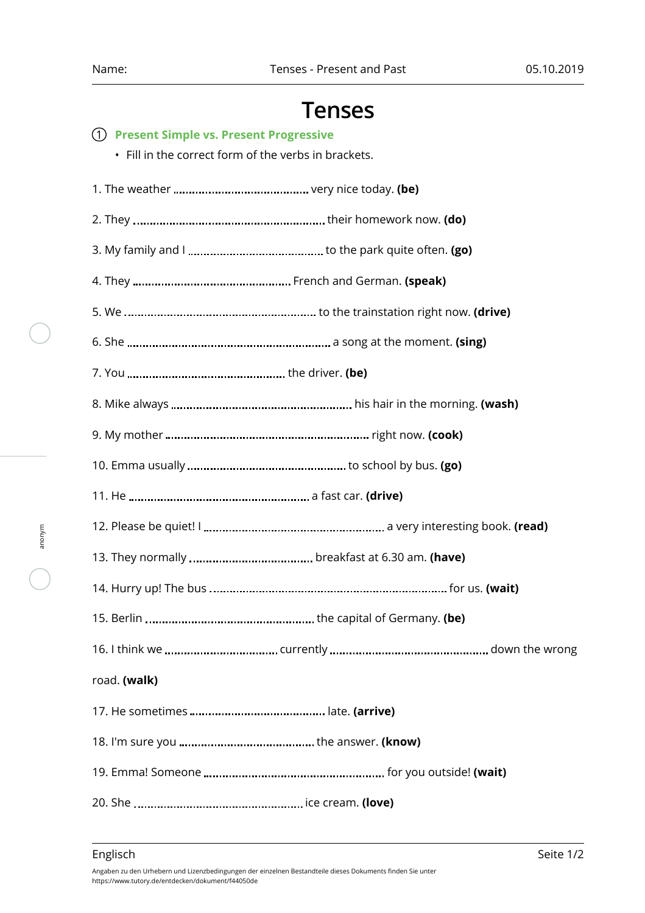# Tenses

## ① Present Simple vs. Present Progressive

- Fill in the correct form of the verbs in brackets.

1. The weather .......................................... very nice today. **(be)**

2. They ............................................................ their homework now. **(do)**

3. My family and I .......................................... to the park quite often. **(go)**

4. They ................................................. French and German. **(speak)**

5. We ............................................................ to the trainstation right now. **(drive)**

6. She ............................................................... a song at the moment. **(sing)**

7. You ................................................. the driver. **(be)**

8. Mike always ........................................................ his hair in the morning. **(wash)**

9. My mother ............................................................... right now. **(cook)**

10. Emma usually ................................................. to school by bus. **(go)**

11. He ........................................................ a fast car. **(drive)**

12. Please be quiet! I ........................................................ a very interesting book. **(read)**

13. They normally ...................................... breakfast at 6.30 am. **(have)**

14. Hurry up! The bus ........................................................................... for us. **(wait)**

15. Berlin ................................................... the capital of Germany. **(be)**

16. I think we ................................... currently ................................................ down the wrong road. **(walk)**

17. He sometimes .......................................... late. **(arrive)**

18. I'm sure you .......................................... the answer. **(know)**

19. Emma! Someone ........................................................ for you outside! **(wait)**

20. She .................................................... ice cream. **(love)**

Angaben zu den Urhebern und Lizenzbedingungen der einzelnen Bestandteile dieses Dokuments finden Sie unter https://www.tutory.de/entdecken/dokument/f44050de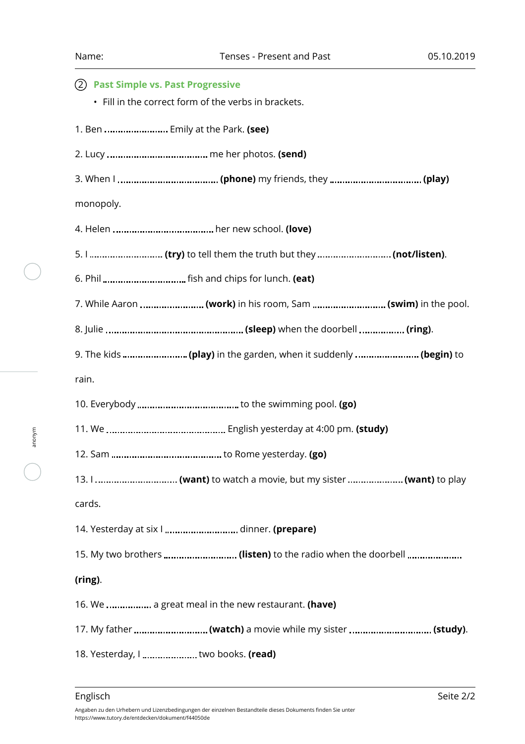## ② Past Simple vs. Past Progressive

- Fill in the correct form of the verbs in brackets.

1. Ben .......................... Emily at the Park. **(see)**

2. Lucy ........................................ me her photos. **(send)**

3. When I ........................................ **(phone)** my friends, they ..................................... **(play)** monopoly.

4. Helen ........................................ her new school. **(love)**

5. I .............................. **(try)** to tell them the truth but they .............................. **(not/listen)**.

6. Phil ................................ fish and chips for lunch. **(eat)**

7. While Aaron ......................... **(work)** in his room, Sam .............................. **(swim)** in the pool.

8. Julie ......................................................... **(sleep)** when the doorbell .................. **(ring)**.

9. The kids .......................... **(play)** in the garden, when it suddenly .......................... **(begin)** to rain.

10. Everybody ........................................ to the swimming pool. **(go)**

11. We ................................................ English yesterday at 4:00 pm. **(study)**

12. Sam ............................................ to Rome yesterday. **(go)**

13. I .................................. **(want)** to watch a movie, but my sister ...................... **(want)** to play cards.

14. Yesterday at six I .............................. dinner. **(prepare)**

15. My two brothers .............................. **(listen)** to the radio when the doorbell ..................... **(ring)**.

16. We .................. a great meal in the new restaurant. **(have)**

17. My father .............................. **(watch)** a movie while my sister .................................. **(study)**.

18. Yesterday, I ...................... two books. **(read)**

Angaben zu den Urhebern und Lizenzbedingungen der einzelnen Bestandteile dieses Dokuments finden Sie unter https://www.tutory.de/entdecken/dokument/f44050de